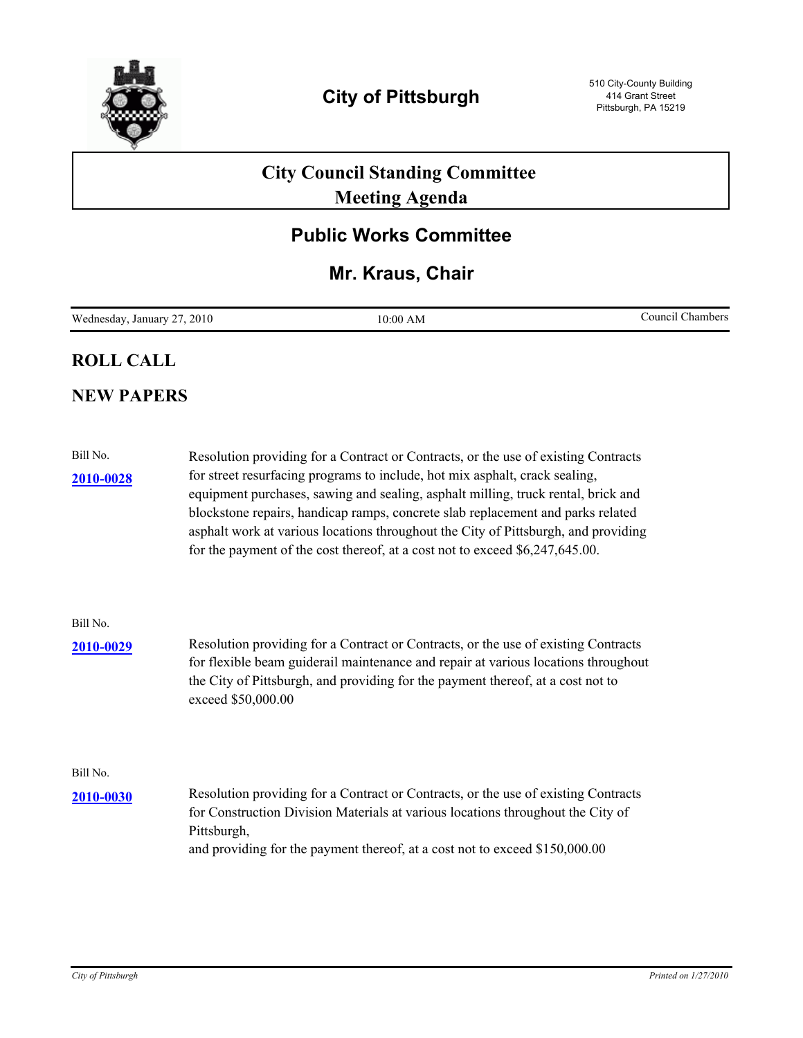# City of Pittsburgh

510 City-County Building
414 Grant Street
Pittsburgh, PA 15219

## City Council Standing Committee
## Meeting Agenda

## Public Works Committee

## Mr. Kraus, Chair

| Wednesday, January 27, 2010 | 10:00 AM | Council Chambers |
|---|---|---|

## ROLL CALL

## NEW PAPERS

Bill No.
**2010-0028**

Resolution providing for a Contract or Contracts, or the use of existing Contracts for street resurfacing programs to include, hot mix asphalt, crack sealing, equipment purchases, sawing and sealing, asphalt milling, truck rental, brick and blockstone repairs, handicap ramps, concrete slab replacement and parks related asphalt work at various locations throughout the City of Pittsburgh, and providing for the payment of the cost thereof, at a cost not to exceed $6,247,645.00.

Bill No.
**2010-0029**

Resolution providing for a Contract or Contracts, or the use of existing Contracts for flexible beam guiderail maintenance and repair at various locations throughout the City of Pittsburgh, and providing for the payment thereof, at a cost not to exceed $50,000.00

Bill No.
**2010-0030**

Resolution providing for a Contract or Contracts, or the use of existing Contracts for Construction Division Materials at various locations throughout the City of Pittsburgh,
and providing for the payment thereof, at a cost not to exceed $150,000.00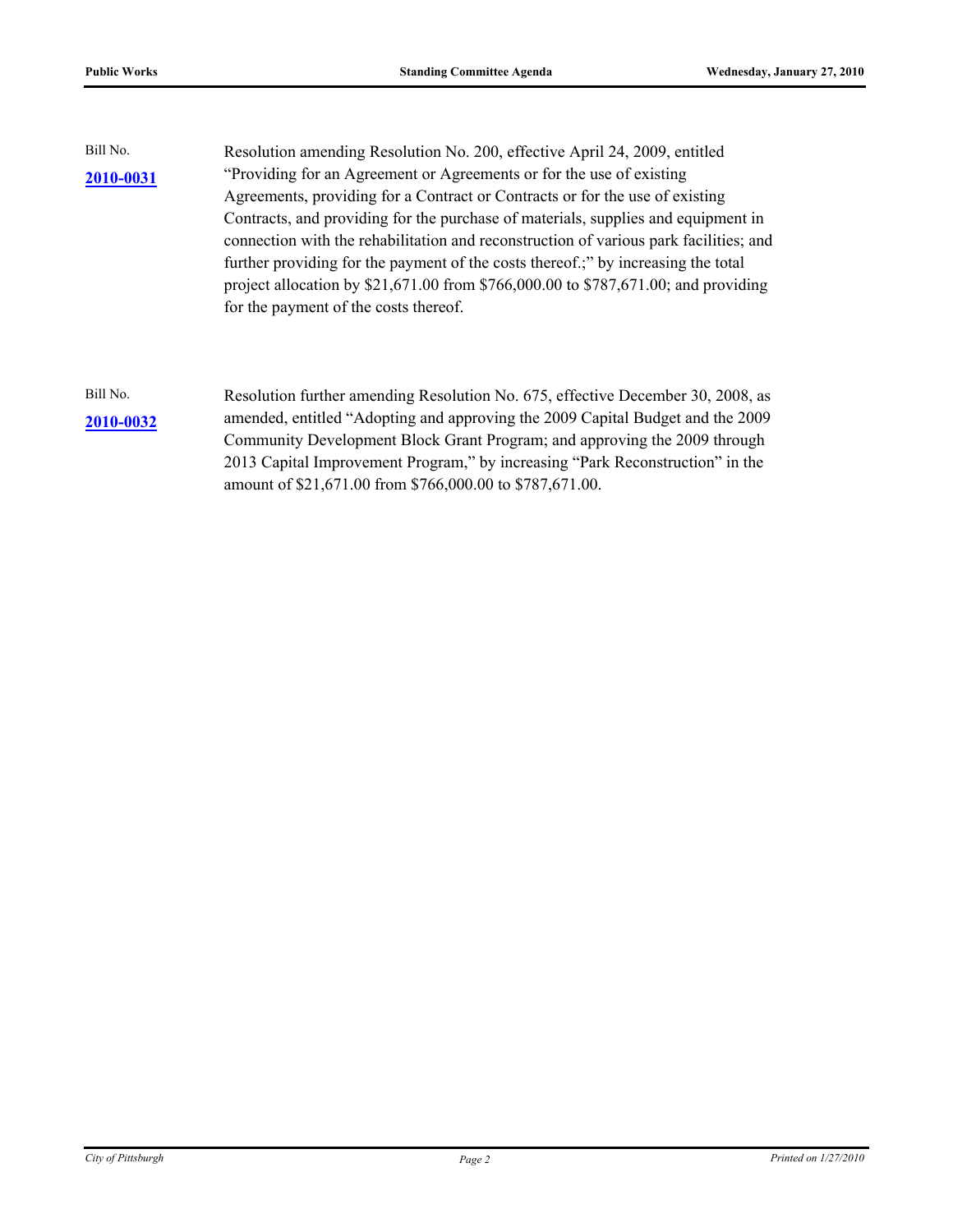Bill No.

**[2010-0031]**

Resolution amending Resolution No. 200, effective April 24, 2009, entitled "Providing for an Agreement or Agreements or for the use of existing Agreements, providing for a Contract or Contracts or for the use of existing Contracts, and providing for the purchase of materials, supplies and equipment in connection with the rehabilitation and reconstruction of various park facilities; and further providing for the payment of the costs thereof.;" by increasing the total project allocation by $21,671.00 from $766,000.00 to $787,671.00; and providing for the payment of the costs thereof.

Bill No.

**[2010-0032]**

Resolution further amending Resolution No. 675, effective December 30, 2008, as amended, entitled "Adopting and approving the 2009 Capital Budget and the 2009 Community Development Block Grant Program; and approving the 2009 through 2013 Capital Improvement Program," by increasing "Park Reconstruction" in the amount of $21,671.00 from $766,000.00 to $787,671.00.